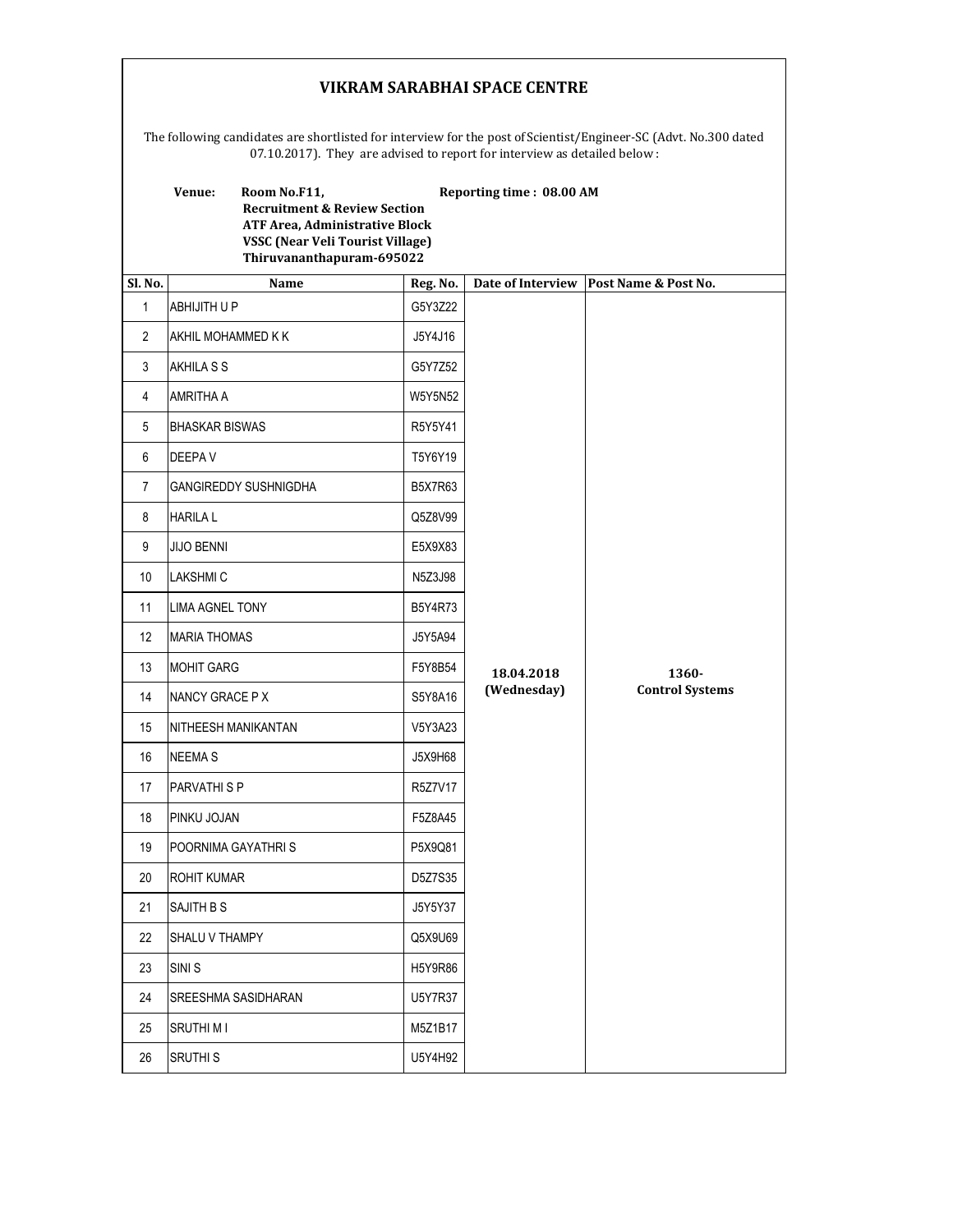# VIKRAM SARABHAI SPACE CENTRE

The following candidates are shortlisted for interview for the post of Scientist/Engineer-SC (Advt. No.300 dated 07.10.2017). They are advised to report for interview as detailed below :

**Venue:** **Room No.F11,**
**Recruitment & Review Section**
**ATF Area, Administrative Block**
**VSSC (Near Veli Tourist Village)**
**Thiruvananthapuram-695022**

**Reporting time : 08.00 AM**

| Sl. No. | Name | Reg. No. | Date of Interview | Post Name & Post No. |
|---|---|---|---|---|
| 1 | ABHIJITH U P | G5Y3Z22 | 18.04.2018 (Wednesday) | 1360- Control Systems |
| 2 | AKHIL MOHAMMED K K | J5Y4J16 | | |
| 3 | AKHILA S S | G5Y7Z52 | | |
| 4 | AMRITHA A | W5Y5N52 | | |
| 5 | BHASKAR BISWAS | R5Y5Y41 | | |
| 6 | DEEPA V | T5Y6Y19 | | |
| 7 | GANGIREDDY SUSHNIGDHA | B5X7R63 | | |
| 8 | HARILA L | Q5Z8V99 | | |
| 9 | JIJO BENNI | E5X9X83 | | |
| 10 | LAKSHMI C | N5Z3J98 | | |
| 11 | LIMA AGNEL TONY | B5Y4R73 | | |
| 12 | MARIA THOMAS | J5Y5A94 | | |
| 13 | MOHIT GARG | F5Y8B54 | | |
| 14 | NANCY GRACE P X | S5Y8A16 | | |
| 15 | NITHEESH MANIKANTAN | V5Y3A23 | | |
| 16 | NEEMA S | J5X9H68 | | |
| 17 | PARVATHI S P | R5Z7V17 | | |
| 18 | PINKU JOJAN | F5Z8A45 | | |
| 19 | POORNIMA GAYATHRI S | P5X9Q81 | | |
| 20 | ROHIT KUMAR | D5Z7S35 | | |
| 21 | SAJITH B S | J5Y5Y37 | | |
| 22 | SHALU V THAMPY | Q5X9U69 | | |
| 23 | SINI S | H5Y9R86 | | |
| 24 | SREESHMA SASIDHARAN | U5Y7R37 | | |
| 25 | SRUTHI M I | M5Z1B17 | | |
| 26 | SRUTHI S | U5Y4H92 | | |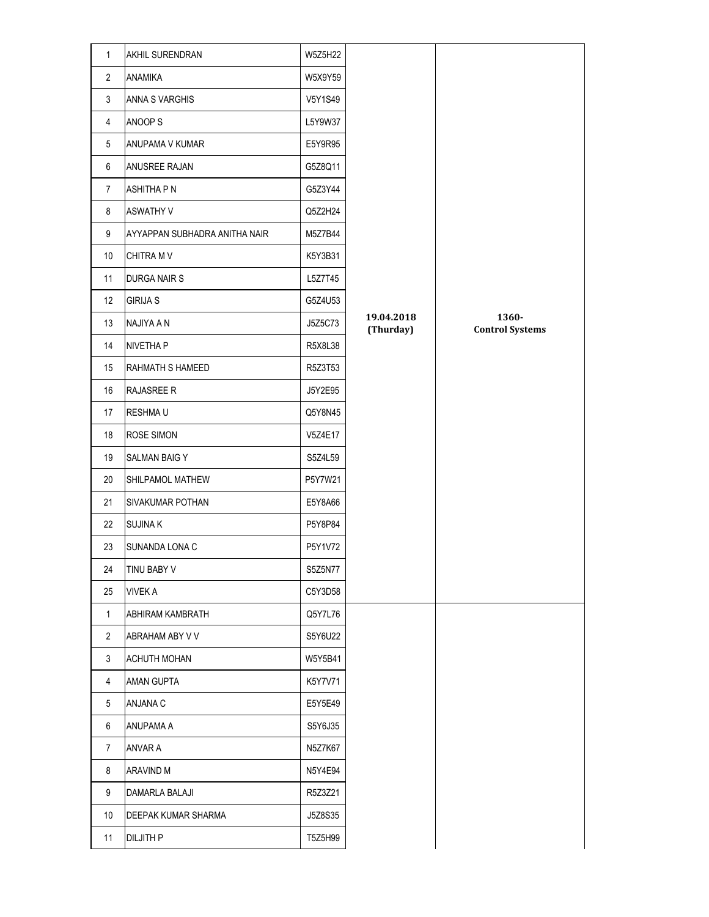| | | | | |
|---|---|---|---|---|
| 1 | AKHIL SURENDRAN | W5Z5H22 | 19.04.2018 (Thurday) | 1360- **Control Systems** |
| 2 | ANAMIKA | W5X9Y59 | | |
| 3 | ANNA S VARGHIS | V5Y1S49 | | |
| 4 | ANOOP S | L5Y9W37 | | |
| 5 | ANUPAMA V KUMAR | E5Y9R95 | | |
| 6 | ANUSREE RAJAN | G5Z8Q11 | | |
| 7 | ASHITHA P N | G5Z3Y44 | | |
| 8 | ASWATHY V | Q5Z2H24 | | |
| 9 | AYYAPPAN SUBHADRA ANITHA NAIR | M5Z7B44 | | |
| 10 | CHITRA M V | K5Y3B31 | | |
| 11 | DURGA NAIR S | L5Z7T45 | | |
| 12 | GIRIJA S | G5Z4U53 | | |
| 13 | NAJIYA A N | J5Z5C73 | | |
| 14 | NIVETHA P | R5X8L38 | | |
| 15 | RAHMATH S HAMEED | R5Z3T53 | | |
| 16 | RAJASREE R | J5Y2E95 | | |
| 17 | RESHMA U | Q5Y8N45 | | |
| 18 | ROSE SIMON | V5Z4E17 | | |
| 19 | SALMAN BAIG Y | S5Z4L59 | | |
| 20 | SHILPAMOL MATHEW | P5Y7W21 | | |
| 21 | SIVAKUMAR POTHAN | E5Y8A66 | | |
| 22 | SUJINA K | P5Y8P84 | | |
| 23 | SUNANDA LONA C | P5Y1V72 | | |
| 24 | TINU BABY V | S5Z5N77 | | |
| 25 | VIVEK A | C5Y3D58 | | |
| 1 | ABHIRAM KAMBRATH | Q5Y7L76 | | |
| 2 | ABRAHAM ABY V V | S5Y6U22 | | |
| 3 | ACHUTH MOHAN | W5Y5B41 | | |
| 4 | AMAN GUPTA | K5Y7V71 | | |
| 5 | ANJANA C | E5Y5E49 | | |
| 6 | ANUPAMA A | S5Y6J35 | | |
| 7 | ANVAR A | N5Z7K67 | | |
| 8 | ARAVIND M | N5Y4E94 | | |
| 9 | DAMARLA BALAJI | R5Z3Z21 | | |
| 10 | DEEPAK KUMAR SHARMA | J5Z8S35 | | |
| 11 | DILJITH P | T5Z5H99 | | |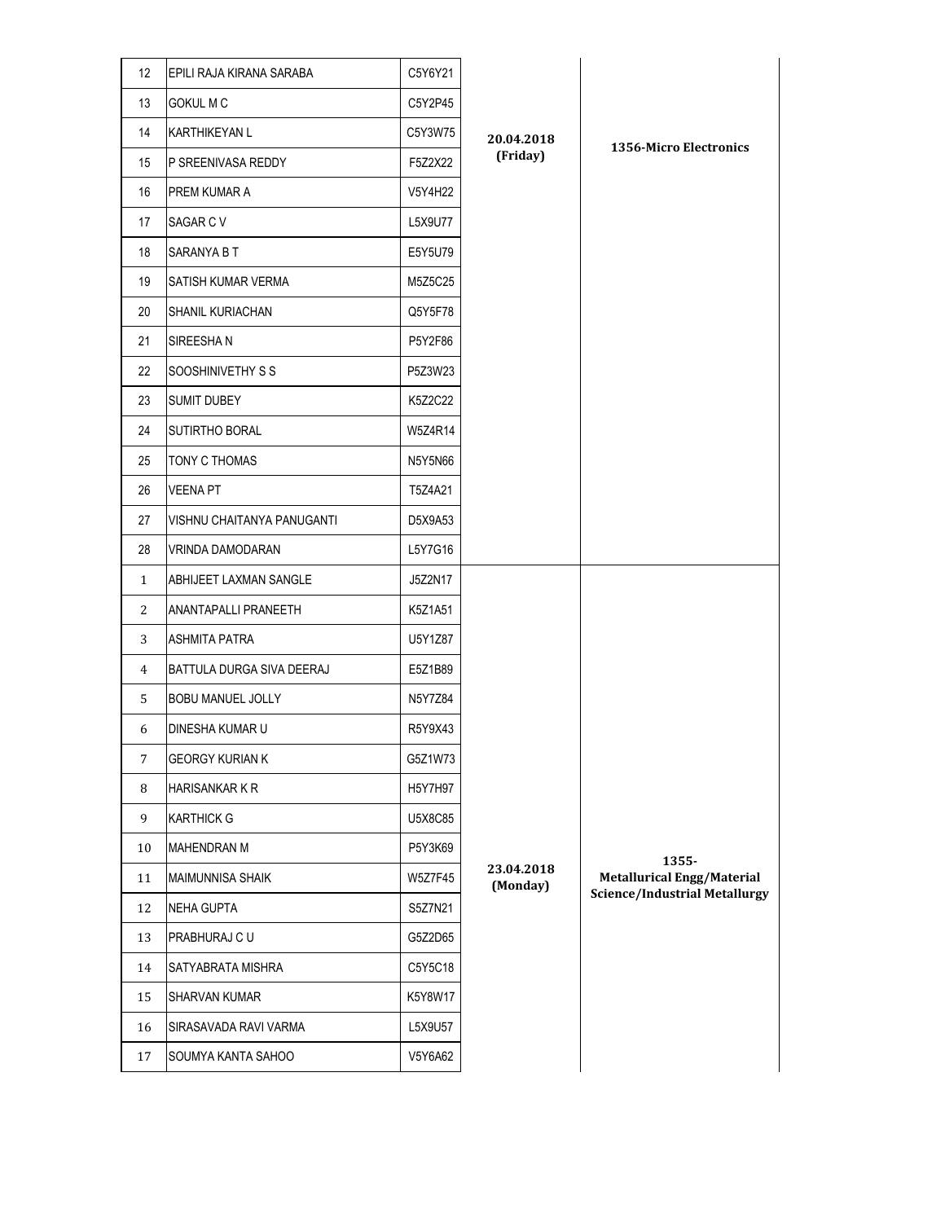| | | | | |
|---|---|---|---|---|
| 12 | EPILI RAJA KIRANA SARABA | C5Y6Y21 | 20.04.2018 (Friday) | 1356-Micro Electronics |
| 13 | GOKUL M C | C5Y2P45 | | |
| 14 | KARTHIKEYAN L | C5Y3W75 | | |
| 15 | P SREENIVASA REDDY | F5Z2X22 | | |
| 16 | PREM KUMAR A | V5Y4H22 | | |
| 17 | SAGAR C V | L5X9U77 | | |
| 18 | SARANYA B T | E5Y5U79 | | |
| 19 | SATISH KUMAR VERMA | M5Z5C25 | | |
| 20 | SHANIL KURIACHAN | Q5Y5F78 | | |
| 21 | SIREESHA N | P5Y2F86 | | |
| 22 | SOOSHINIVETHY S S | P5Z3W23 | | |
| 23 | SUMIT DUBEY | K5Z2C22 | | |
| 24 | SUTIRTHO BORAL | W5Z4R14 | | |
| 25 | TONY C THOMAS | N5Y5N66 | | |
| 26 | VEENA PT | T5Z4A21 | | |
| 27 | VISHNU CHAITANYA PANUGANTI | D5X9A53 | | |
| 28 | VRINDA DAMODARAN | L5Y7G16 | | |
| 1 | ABHIJEET LAXMAN SANGLE | J5Z2N17 | 23.04.2018 (Monday) | 1355-Metallurical Engg/Material Science/Industrial Metallurgy |
| 2 | ANANTAPALLI PRANEETH | K5Z1A51 | | |
| 3 | ASHMITA PATRA | U5Y1Z87 | | |
| 4 | BATTULA DURGA SIVA DEERAJ | E5Z1B89 | | |
| 5 | BOBU MANUEL JOLLY | N5Y7Z84 | | |
| 6 | DINESHA KUMAR U | R5Y9X43 | | |
| 7 | GEORGY KURIAN K | G5Z1W73 | | |
| 8 | HARISANKAR K R | H5Y7H97 | | |
| 9 | KARTHICK G | U5X8C85 | | |
| 10 | MAHENDRAN M | P5Y3K69 | | |
| 11 | MAIMUNNISA SHAIK | W5Z7F45 | | |
| 12 | NEHA GUPTA | S5Z7N21 | | |
| 13 | PRABHURAJ C U | G5Z2D65 | | |
| 14 | SATYABRATA MISHRA | C5Y5C18 | | |
| 15 | SHARVAN KUMAR | K5Y8W17 | | |
| 16 | SIRASAVADA RAVI VARMA | L5X9U57 | | |
| 17 | SOUMYA KANTA SAHOO | V5Y6A62 | | |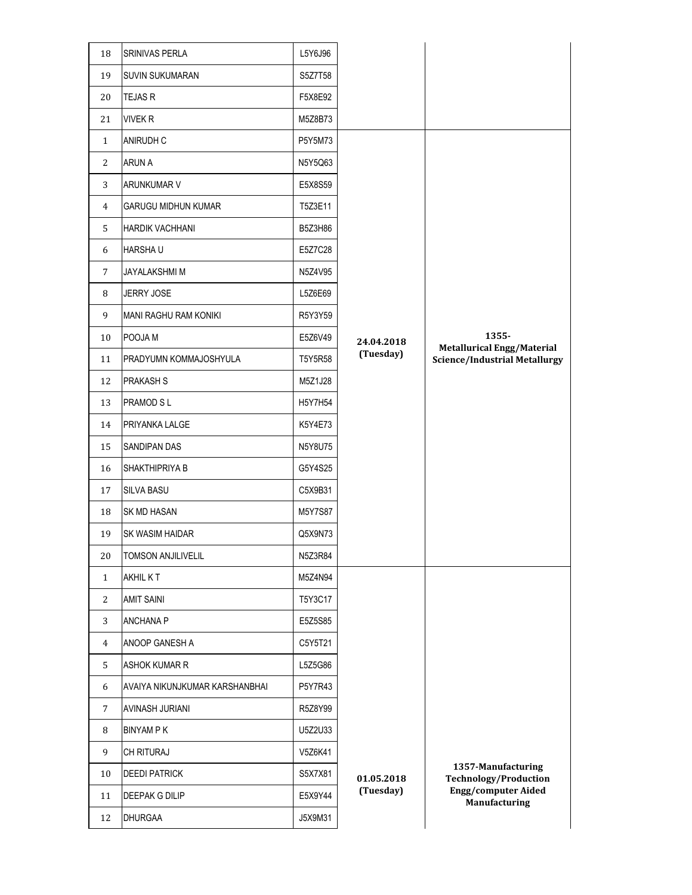| | | | | |
|---|---|---|---|---|
| 18 | SRINIVAS PERLA | L5Y6J96 | | |
| 19 | SUVIN SUKUMARAN | S5Z7T58 | | |
| 20 | TEJAS R | F5X8E92 | | |
| 21 | VIVEK R | M5Z8B73 | | |
| 1 | ANIRUDH C | P5Y5M73 | 24.04.2018 (Tuesday) | 1355- Metallurical Engg/Material Science/Industrial Metallurgy |
| 2 | ARUN A | N5Y5Q63 | | |
| 3 | ARUNKUMAR V | E5X8S59 | | |
| 4 | GARUGU MIDHUN KUMAR | T5Z3E11 | | |
| 5 | HARDIK VACHHANI | B5Z3H86 | | |
| 6 | HARSHA U | E5Z7C28 | | |
| 7 | JAYALAKSHMI M | N5Z4V95 | | |
| 8 | JERRY JOSE | L5Z6E69 | | |
| 9 | MANI RAGHU RAM KONIKI | R5Y3Y59 | | |
| 10 | POOJA M | E5Z6V49 | | |
| 11 | PRADYUMN KOMMAJOSHYULA | T5Y5R58 | | |
| 12 | PRAKASH S | M5Z1J28 | | |
| 13 | PRAMOD S L | H5Y7H54 | | |
| 14 | PRIYANKA LALGE | K5Y4E73 | | |
| 15 | SANDIPAN DAS | N5Y8U75 | | |
| 16 | SHAKTHIPRIYA B | G5Y4S25 | | |
| 17 | SILVA BASU | C5X9B31 | | |
| 18 | SK MD HASAN | M5Y7S87 | | |
| 19 | SK WASIM HAIDAR | Q5X9N73 | | |
| 20 | TOMSON ANJILIVELIL | N5Z3R84 | | |
| 1 | AKHIL K T | M5Z4N94 | 01.05.2018 (Tuesday) | 1357-Manufacturing Technology/Production Engg/computer Aided Manufacturing |
| 2 | AMIT SAINI | T5Y3C17 | | |
| 3 | ANCHANA P | E5Z5S85 | | |
| 4 | ANOOP GANESH A | C5Y5T21 | | |
| 5 | ASHOK KUMAR R | L5Z5G86 | | |
| 6 | AVAIYA NIKUNJKUMAR KARSHANBHAI | P5Y7R43 | | |
| 7 | AVINASH JURIANI | R5Z8Y99 | | |
| 8 | BINYAM P K | U5Z2U33 | | |
| 9 | CH RITURAJ | V5Z6K41 | | |
| 10 | DEEDI PATRICK | S5X7X81 | | |
| 11 | DEEPAK G DILIP | E5X9Y44 | | |
| 12 | DHURGAA | J5X9M31 | | |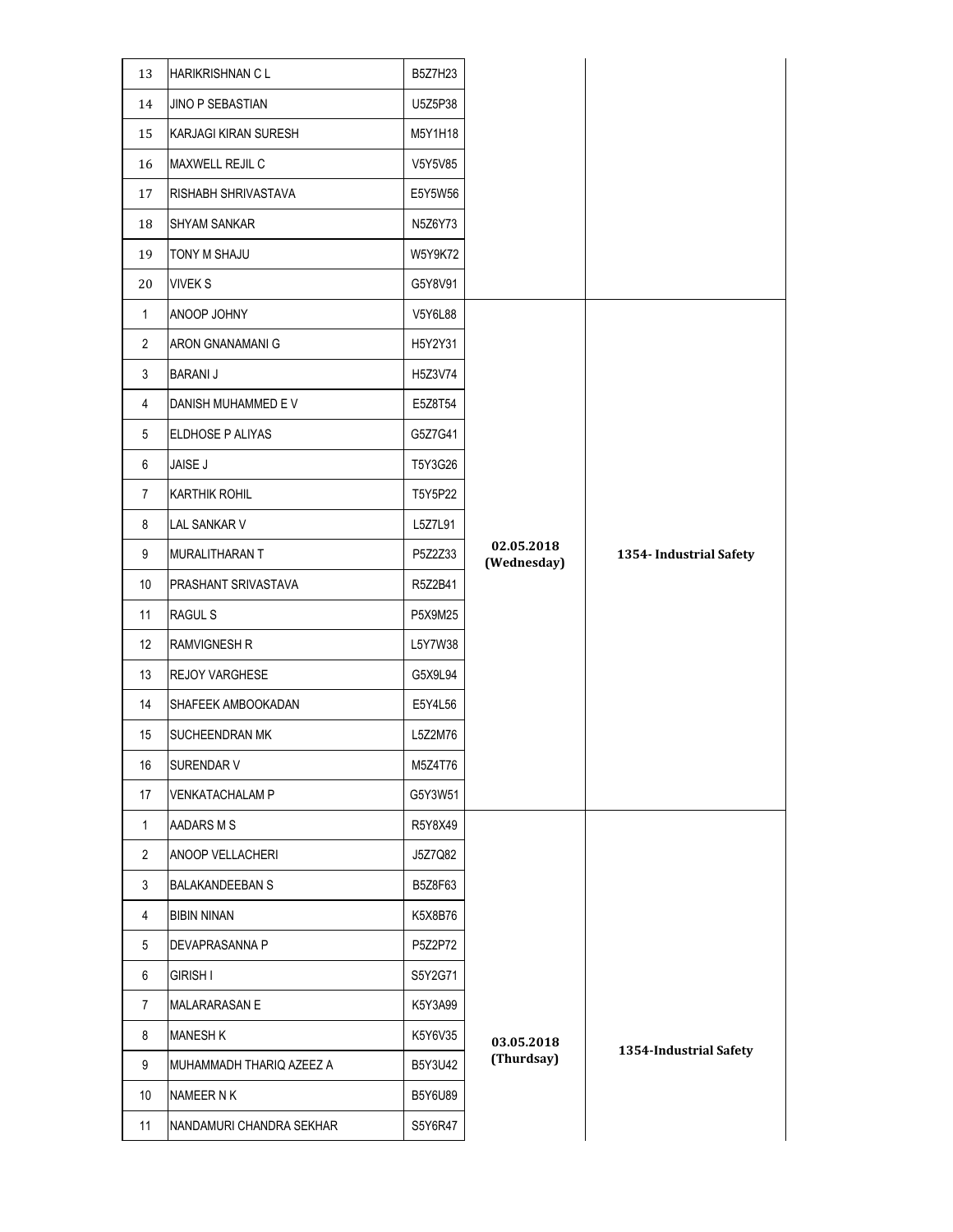| | | | | |
|---|---|---|---|---|
| 13 | HARIKRISHNAN C L | B5Z7H23 | | |
| 14 | JINO P SEBASTIAN | U5Z5P38 | | |
| 15 | KARJAGI KIRAN SURESH | M5Y1H18 | | |
| 16 | MAXWELL REJIL C | V5Y5V85 | | |
| 17 | RISHABH SHRIVASTAVA | E5Y5W56 | | |
| 18 | SHYAM SANKAR | N5Z6Y73 | | |
| 19 | TONY M SHAJU | W5Y9K72 | | |
| 20 | VIVEK S | G5Y8V91 | | |
| 1 | ANOOP JOHNY | V5Y6L88 | 02.05.2018 (Wednesday) | 1354- Industrial Safety |
| 2 | ARON GNANAMANI G | H5Y2Y31 | | |
| 3 | BARANI J | H5Z3V74 | | |
| 4 | DANISH MUHAMMED E V | E5Z8T54 | | |
| 5 | ELDHOSE P ALIYAS | G5Z7G41 | | |
| 6 | JAISE J | T5Y3G26 | | |
| 7 | KARTHIK ROHIL | T5Y5P22 | | |
| 8 | LAL SANKAR V | L5Z7L91 | | |
| 9 | MURALITHARAN T | P5Z2Z33 | | |
| 10 | PRASHANT SRIVASTAVA | R5Z2B41 | | |
| 11 | RAGUL S | P5X9M25 | | |
| 12 | RAMVIGNESH R | L5Y7W38 | | |
| 13 | REJOY VARGHESE | G5X9L94 | | |
| 14 | SHAFEEK AMBOOKADAN | E5Y4L56 | | |
| 15 | SUCHEENDRAN MK | L5Z2M76 | | |
| 16 | SURENDAR V | M5Z4T76 | | |
| 17 | VENKATACHALAM P | G5Y3W51 | | |
| 1 | AADARS M S | R5Y8X49 | 03.05.2018 (Thurdsay) | 1354-Industrial Safety |
| 2 | ANOOP VELLACHERI | J5Z7Q82 | | |
| 3 | BALAKANDEEBAN S | B5Z8F63 | | |
| 4 | BIBIN NINAN | K5X8B76 | | |
| 5 | DEVAPRASANNA P | P5Z2P72 | | |
| 6 | GIRISH I | S5Y2G71 | | |
| 7 | MALARARASAN E | K5Y3A99 | | |
| 8 | MANESH K | K5Y6V35 | | |
| 9 | MUHAMMADH THARIQ AZEEZ A | B5Y3U42 | | |
| 10 | NAMEER N K | B5Y6U89 | | |
| 11 | NANDAMURI CHANDRA SEKHAR | S5Y6R47 | | |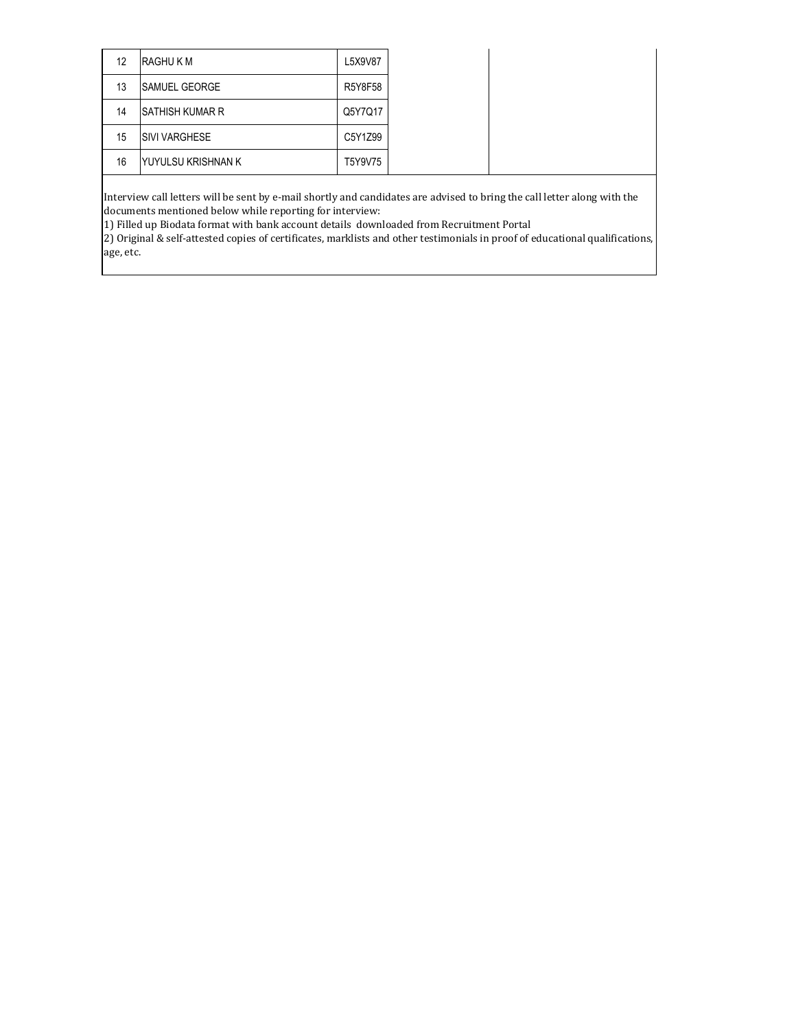| | | | | |
|---|---|---|---|---|
| 12 | RAGHU K M | L5X9V87 | | |
| 13 | SAMUEL GEORGE | R5Y8F58 | | |
| 14 | SATHISH KUMAR R | Q5Y7Q17 | | |
| 15 | SIVI VARGHESE | C5Y1Z99 | | |
| 16 | YUYULSU KRISHNAN K | T5Y9V75 | | |

Interview call letters will be sent by e-mail shortly and candidates are advised to bring the call letter along with the documents mentioned below while reporting for interview:

1) Filled up Biodata format with bank account details downloaded from Recruitment Portal

2) Original & self-attested copies of certificates, marklists and other testimonials in proof of educational qualifications, age, etc.